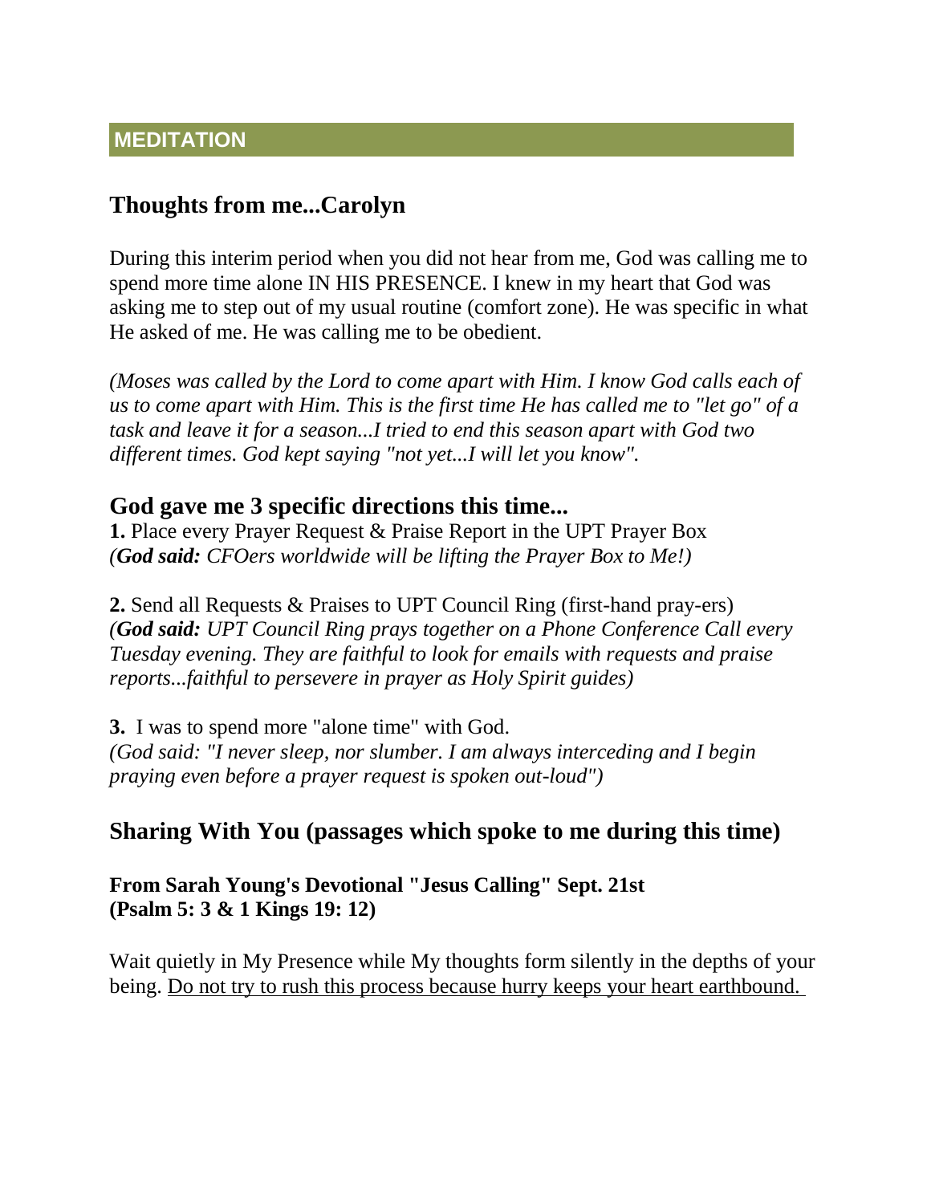## MEDITATION

## Thoughts from me...Carolyn

During this interim period when you did not hear from me, God was calling me to spend more time alone IN HIS PRESENCE. I knew in my heart that God was asking me to step out of my usual routine (comfort zone). He was specific in what He asked of me. He was calling me to be obedient.

*(Moses was called by the Lord to come apart with Him. I know God calls each of us to come apart with Him. This is the first time He has called me to "let go" of a task and leave it for a season...I tried to end this season apart with God two different times. God kept saying "not yet...I will let you know".*

### God gave me 3 specific directions this time...

**1.** Place every Prayer Request & Praise Report in the UPT Prayer Box
*(**God said:** CFOers worldwide will be lifting the Prayer Box to Me!)*

**2.** Send all Requests & Praises to UPT Council Ring (first-hand pray-ers)
*(**God said:** UPT Council Ring prays together on a Phone Conference Call every Tuesday evening. They are faithful to look for emails with requests and praise reports...faithful to persevere in prayer as Holy Spirit guides)*

**3.** I was to spend more "alone time" with God.
*(God said: "I never sleep, nor slumber. I am always interceding and I begin praying even before a prayer request is spoken out-loud")*

## Sharing With You (passages which spoke to me during this time)

**From Sarah Young's Devotional "Jesus Calling" Sept. 21st**
**(Psalm 5: 3 & 1 Kings 19: 12)**

Wait quietly in My Presence while My thoughts form silently in the depths of your being. <u>Do not try to rush this process because hurry keeps your heart earthbound.</u>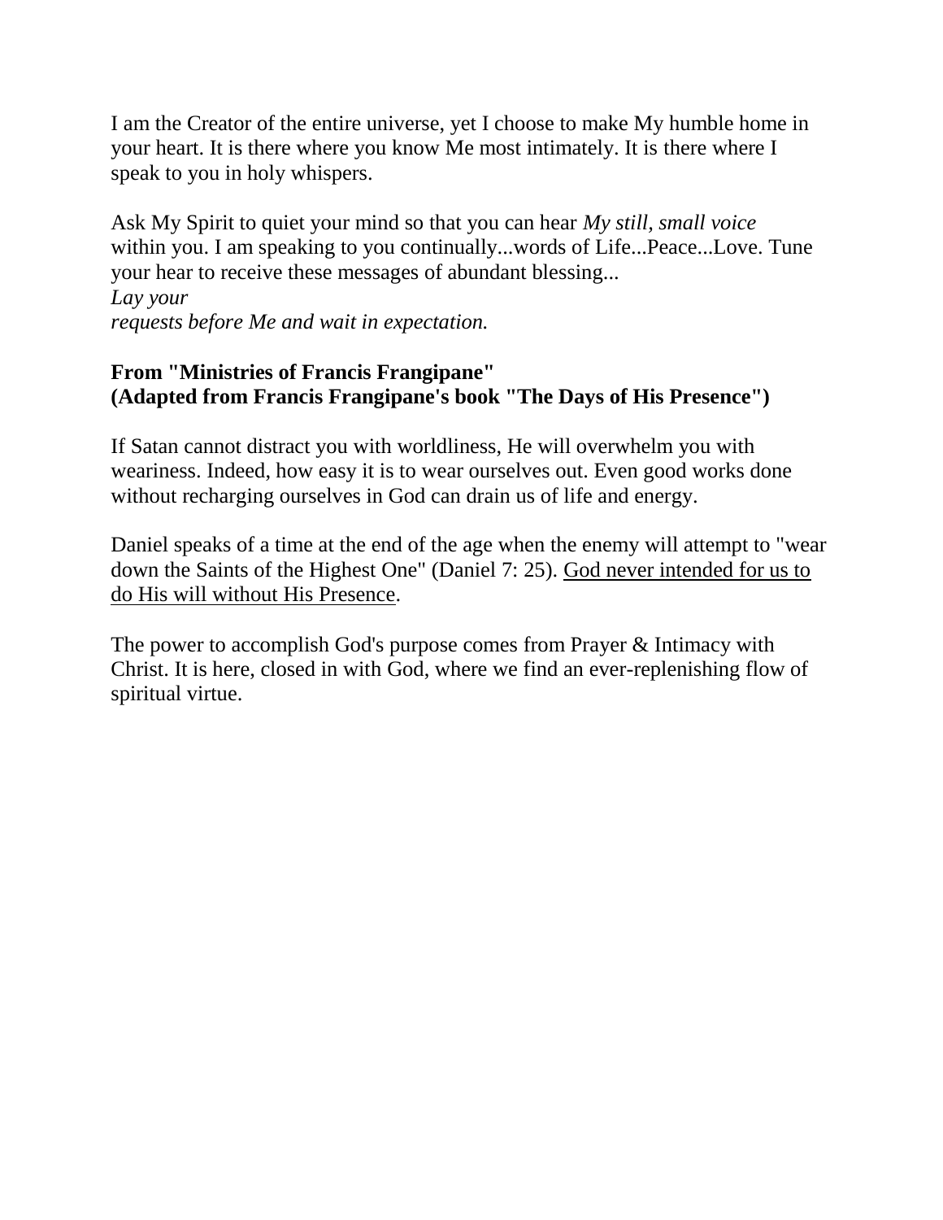I am the Creator of the entire universe, yet I choose to make My humble home in your heart. It is there where you know Me most intimately. It is there where I speak to you in holy whispers.

Ask My Spirit to quiet your mind so that you can hear *My still, small voice* within you. I am speaking to you continually...words of Life...Peace...Love. Tune your hear to receive these messages of abundant blessing...
*Lay your requests before Me and wait in expectation.*

**From "Ministries of Francis Frangipane"**
**(Adapted from Francis Frangipane's book "The Days of His Presence")**

If Satan cannot distract you with worldliness, He will overwhelm you with weariness. Indeed, how easy it is to wear ourselves out. Even good works done without recharging ourselves in God can drain us of life and energy.

Daniel speaks of a time at the end of the age when the enemy will attempt to "wear down the Saints of the Highest One" (Daniel 7: 25). <u>God never intended for us to do His will without His Presence</u>.

The power to accomplish God's purpose comes from Prayer & Intimacy with Christ. It is here, closed in with God, where we find an ever-replenishing flow of spiritual virtue.